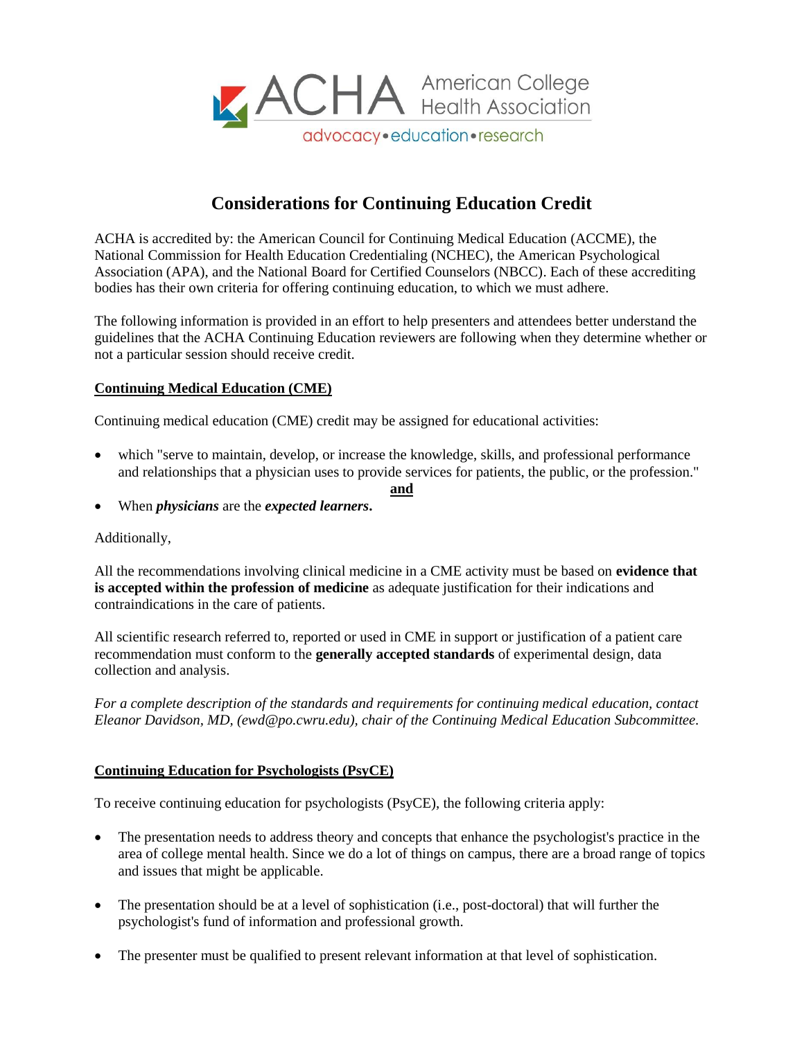ACHA American College Health Association

advocacy • education • research

# Considerations for Continuing Education Credit

ACHA is accredited by: the American Council for Continuing Medical Education (ACCME), the National Commission for Health Education Credentialing (NCHEC), the American Psychological Association (APA), and the National Board for Certified Counselors (NBCC). Each of these accrediting bodies has their own criteria for offering continuing education, to which we must adhere.

The following information is provided in an effort to help presenters and attendees better understand the guidelines that the ACHA Continuing Education reviewers are following when they determine whether or not a particular session should receive credit.

## Continuing Medical Education (CME)

Continuing medical education (CME) credit may be assigned for educational activities:

- which "serve to maintain, develop, or increase the knowledge, skills, and professional performance and relationships that a physician uses to provide services for patients, the public, or the profession."

  **and**
- When ***physicians*** are the ***expected learners*.**

Additionally,

All the recommendations involving clinical medicine in a CME activity must be based on **evidence that is accepted within the profession of medicine** as adequate justification for their indications and contraindications in the care of patients.

All scientific research referred to, reported or used in CME in support or justification of a patient care recommendation must conform to the **generally accepted standards** of experimental design, data collection and analysis.

*For a complete description of the standards and requirements for continuing medical education, contact Eleanor Davidson, MD, (ewd@po.cwru.edu), chair of the Continuing Medical Education Subcommittee.*

## Continuing Education for Psychologists (PsyCE)

To receive continuing education for psychologists (PsyCE), the following criteria apply:

- The presentation needs to address theory and concepts that enhance the psychologist's practice in the area of college mental health. Since we do a lot of things on campus, there are a broad range of topics and issues that might be applicable.
- The presentation should be at a level of sophistication (i.e., post-doctoral) that will further the psychologist's fund of information and professional growth.
- The presenter must be qualified to present relevant information at that level of sophistication.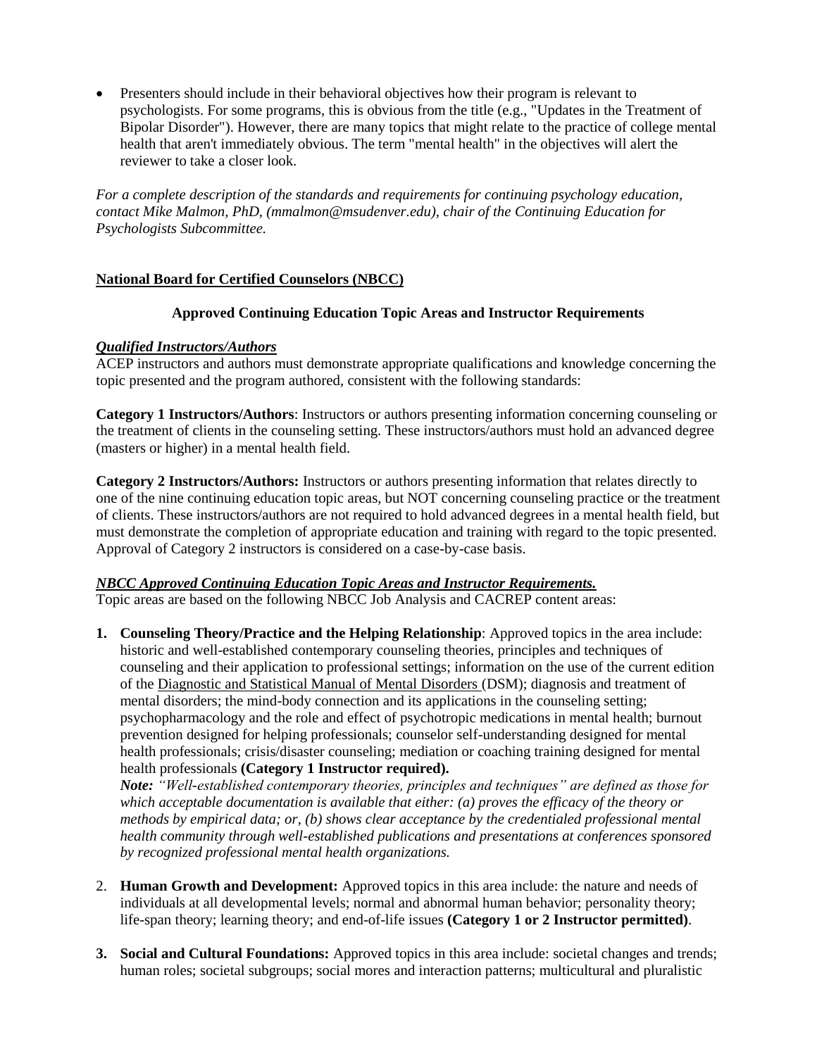- Presenters should include in their behavioral objectives how their program is relevant to psychologists. For some programs, this is obvious from the title (e.g., "Updates in the Treatment of Bipolar Disorder"). However, there are many topics that might relate to the practice of college mental health that aren't immediately obvious. The term "mental health" in the objectives will alert the reviewer to take a closer look.

*For a complete description of the standards and requirements for continuing psychology education, contact Mike Malmon, PhD, (mmalmon@msudenver.edu), chair of the Continuing Education for Psychologists Subcommittee.*

## National Board for Certified Counselors (NBCC)

### Approved Continuing Education Topic Areas and Instructor Requirements

***Qualified Instructors/Authors***

ACEP instructors and authors must demonstrate appropriate qualifications and knowledge concerning the topic presented and the program authored, consistent with the following standards:

**Category 1 Instructors/Authors**: Instructors or authors presenting information concerning counseling or the treatment of clients in the counseling setting. These instructors/authors must hold an advanced degree (masters or higher) in a mental health field.

**Category 2 Instructors/Authors:** Instructors or authors presenting information that relates directly to one of the nine continuing education topic areas, but NOT concerning counseling practice or the treatment of clients. These instructors/authors are not required to hold advanced degrees in a mental health field, but must demonstrate the completion of appropriate education and training with regard to the topic presented. Approval of Category 2 instructors is considered on a case-by-case basis.

***NBCC Approved Continuing Education Topic Areas and Instructor Requirements.***

Topic areas are based on the following NBCC Job Analysis and CACREP content areas:

1. **Counseling Theory/Practice and the Helping Relationship**: Approved topics in the area include: historic and well-established contemporary counseling theories, principles and techniques of counseling and their application to professional settings; information on the use of the current edition of the Diagnostic and Statistical Manual of Mental Disorders (DSM); diagnosis and treatment of mental disorders; the mind-body connection and its applications in the counseling setting; psychopharmacology and the role and effect of psychotropic medications in mental health; burnout prevention designed for helping professionals; counselor self-understanding designed for mental health professionals; crisis/disaster counseling; mediation or coaching training designed for mental health professionals **(Category 1 Instructor required).**
   ***Note:*** *"Well-established contemporary theories, principles and techniques" are defined as those for which acceptable documentation is available that either: (a) proves the efficacy of the theory or methods by empirical data; or, (b) shows clear acceptance by the credentialed professional mental health community through well-established publications and presentations at conferences sponsored by recognized professional mental health organizations.*

2. **Human Growth and Development:** Approved topics in this area include: the nature and needs of individuals at all developmental levels; normal and abnormal human behavior; personality theory; life-span theory; learning theory; and end-of-life issues **(Category 1 or 2 Instructor permitted)**.

3. **Social and Cultural Foundations:** Approved topics in this area include: societal changes and trends; human roles; societal subgroups; social mores and interaction patterns; multicultural and pluralistic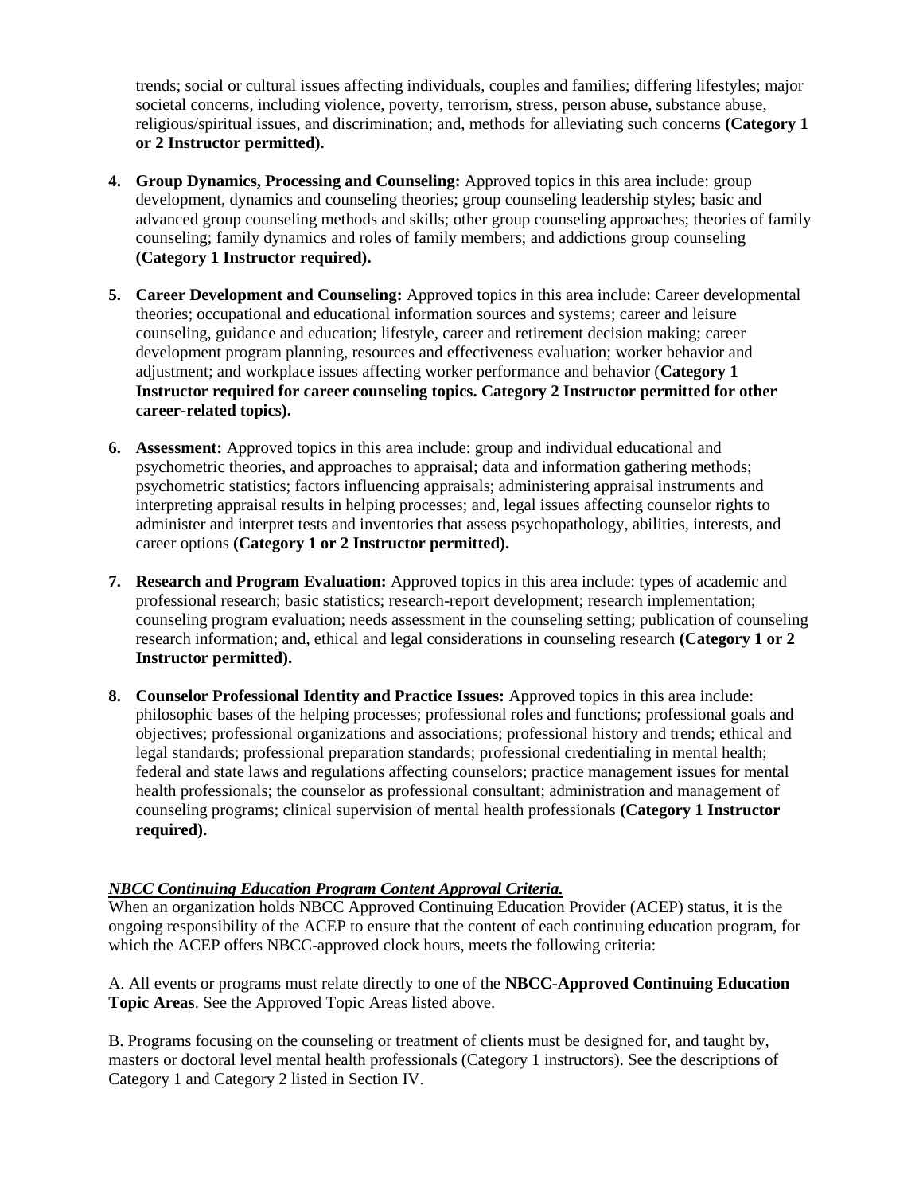trends; social or cultural issues affecting individuals, couples and families; differing lifestyles; major societal concerns, including violence, poverty, terrorism, stress, person abuse, substance abuse, religious/spiritual issues, and discrimination; and, methods for alleviating such concerns **(Category 1 or 2 Instructor permitted).**

4. **Group Dynamics, Processing and Counseling:** Approved topics in this area include: group development, dynamics and counseling theories; group counseling leadership styles; basic and advanced group counseling methods and skills; other group counseling approaches; theories of family counseling; family dynamics and roles of family members; and addictions group counseling **(Category 1 Instructor required).**

5. **Career Development and Counseling:** Approved topics in this area include: Career developmental theories; occupational and educational information sources and systems; career and leisure counseling, guidance and education; lifestyle, career and retirement decision making; career development program planning, resources and effectiveness evaluation; worker behavior and adjustment; and workplace issues affecting worker performance and behavior (**Category 1 Instructor required for career counseling topics. Category 2 Instructor permitted for other career-related topics).**

6. **Assessment:** Approved topics in this area include: group and individual educational and psychometric theories, and approaches to appraisal; data and information gathering methods; psychometric statistics; factors influencing appraisals; administering appraisal instruments and interpreting appraisal results in helping processes; and, legal issues affecting counselor rights to administer and interpret tests and inventories that assess psychopathology, abilities, interests, and career options **(Category 1 or 2 Instructor permitted).**

7. **Research and Program Evaluation:** Approved topics in this area include: types of academic and professional research; basic statistics; research-report development; research implementation; counseling program evaluation; needs assessment in the counseling setting; publication of counseling research information; and, ethical and legal considerations in counseling research **(Category 1 or 2 Instructor permitted).**

8. **Counselor Professional Identity and Practice Issues:** Approved topics in this area include: philosophic bases of the helping processes; professional roles and functions; professional goals and objectives; professional organizations and associations; professional history and trends; ethical and legal standards; professional preparation standards; professional credentialing in mental health; federal and state laws and regulations affecting counselors; practice management issues for mental health professionals; the counselor as professional consultant; administration and management of counseling programs; clinical supervision of mental health professionals **(Category 1 Instructor required).**

***NBCC Continuing Education Program Content Approval Criteria.***

When an organization holds NBCC Approved Continuing Education Provider (ACEP) status, it is the ongoing responsibility of the ACEP to ensure that the content of each continuing education program, for which the ACEP offers NBCC-approved clock hours, meets the following criteria:

A. All events or programs must relate directly to one of the **NBCC-Approved Continuing Education Topic Areas**. See the Approved Topic Areas listed above.

B. Programs focusing on the counseling or treatment of clients must be designed for, and taught by, masters or doctoral level mental health professionals (Category 1 instructors). See the descriptions of Category 1 and Category 2 listed in Section IV.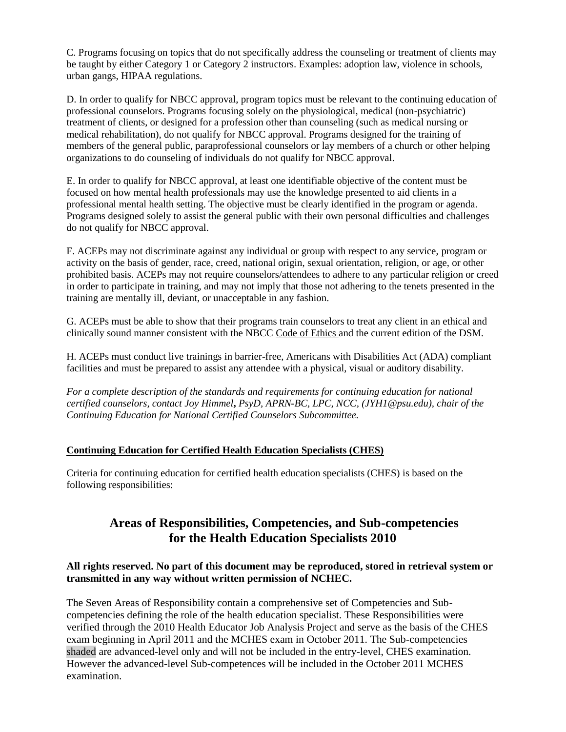C. Programs focusing on topics that do not specifically address the counseling or treatment of clients may be taught by either Category 1 or Category 2 instructors. Examples: adoption law, violence in schools, urban gangs, HIPAA regulations.

D. In order to qualify for NBCC approval, program topics must be relevant to the continuing education of professional counselors. Programs focusing solely on the physiological, medical (non-psychiatric) treatment of clients, or designed for a profession other than counseling (such as medical nursing or medical rehabilitation), do not qualify for NBCC approval. Programs designed for the training of members of the general public, paraprofessional counselors or lay members of a church or other helping organizations to do counseling of individuals do not qualify for NBCC approval.

E. In order to qualify for NBCC approval, at least one identifiable objective of the content must be focused on how mental health professionals may use the knowledge presented to aid clients in a professional mental health setting. The objective must be clearly identified in the program or agenda. Programs designed solely to assist the general public with their own personal difficulties and challenges do not qualify for NBCC approval.

F. ACEPs may not discriminate against any individual or group with respect to any service, program or activity on the basis of gender, race, creed, national origin, sexual orientation, religion, or age, or other prohibited basis. ACEPs may not require counselors/attendees to adhere to any particular religion or creed in order to participate in training, and may not imply that those not adhering to the tenets presented in the training are mentally ill, deviant, or unacceptable in any fashion.

G. ACEPs must be able to show that their programs train counselors to treat any client in an ethical and clinically sound manner consistent with the NBCC Code of Ethics and the current edition of the DSM.

H. ACEPs must conduct live trainings in barrier-free, Americans with Disabilities Act (ADA) compliant facilities and must be prepared to assist any attendee with a physical, visual or auditory disability.

*For a complete description of the standards and requirements for continuing education for national certified counselors, contact Joy Himmel**,** PsyD, APRN-BC, LPC, NCC, (JYH1@psu.edu), chair of the Continuing Education for National Certified Counselors Subcommittee.*

**Continuing Education for Certified Health Education Specialists (CHES)**

Criteria for continuing education for certified health education specialists (CHES) is based on the following responsibilities:

# Areas of Responsibilities, Competencies, and Sub-competencies for the Health Education Specialists 2010

**All rights reserved. No part of this document may be reproduced, stored in retrieval system or transmitted in any way without written permission of NCHEC.**

The Seven Areas of Responsibility contain a comprehensive set of Competencies and Sub-competencies defining the role of the health education specialist. These Responsibilities were verified through the 2010 Health Educator Job Analysis Project and serve as the basis of the CHES exam beginning in April 2011 and the MCHES exam in October 2011. The Sub-competencies shaded are advanced-level only and will not be included in the entry-level, CHES examination. However the advanced-level Sub-competences will be included in the October 2011 MCHES examination.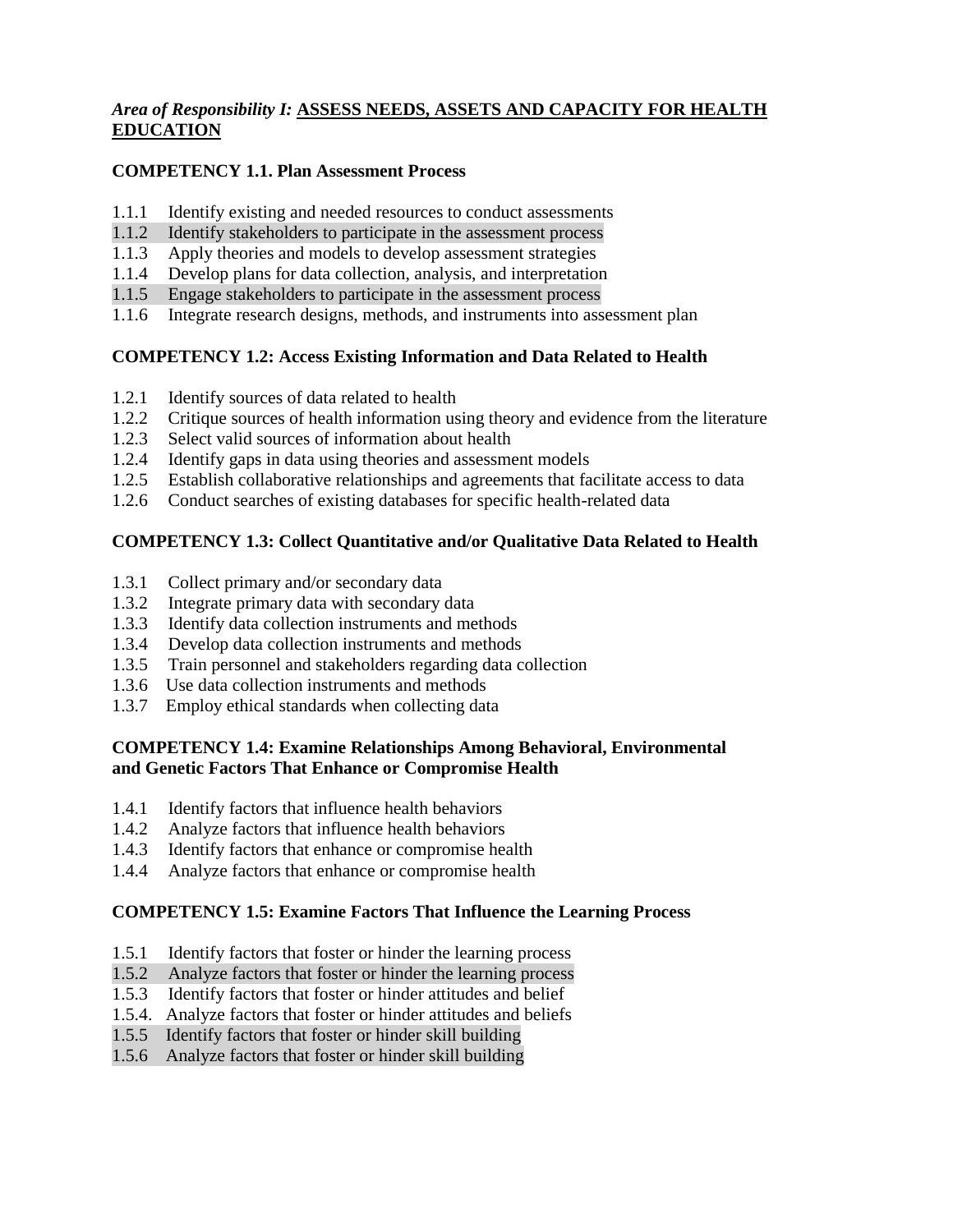### *Area of Responsibility I:* <u>ASSESS NEEDS, ASSETS AND CAPACITY FOR HEALTH EDUCATION</u>

**COMPETENCY 1.1. Plan Assessment Process**

1.1.1 Identify existing and needed resources to conduct assessments
1.1.2 Identify stakeholders to participate in the assessment process
1.1.3 Apply theories and models to develop assessment strategies
1.1.4 Develop plans for data collection, analysis, and interpretation
1.1.5 Engage stakeholders to participate in the assessment process
1.1.6 Integrate research designs, methods, and instruments into assessment plan

**COMPETENCY 1.2: Access Existing Information and Data Related to Health**

1.2.1 Identify sources of data related to health
1.2.2 Critique sources of health information using theory and evidence from the literature
1.2.3 Select valid sources of information about health
1.2.4 Identify gaps in data using theories and assessment models
1.2.5 Establish collaborative relationships and agreements that facilitate access to data
1.2.6 Conduct searches of existing databases for specific health-related data

**COMPETENCY 1.3: Collect Quantitative and/or Qualitative Data Related to Health**

1.3.1 Collect primary and/or secondary data
1.3.2 Integrate primary data with secondary data
1.3.3 Identify data collection instruments and methods
1.3.4 Develop data collection instruments and methods
1.3.5 Train personnel and stakeholders regarding data collection
1.3.6 Use data collection instruments and methods
1.3.7 Employ ethical standards when collecting data

**COMPETENCY 1.4: Examine Relationships Among Behavioral, Environmental and Genetic Factors That Enhance or Compromise Health**

1.4.1 Identify factors that influence health behaviors
1.4.2 Analyze factors that influence health behaviors
1.4.3 Identify factors that enhance or compromise health
1.4.4 Analyze factors that enhance or compromise health

**COMPETENCY 1.5: Examine Factors That Influence the Learning Process**

1.5.1 Identify factors that foster or hinder the learning process
1.5.2 Analyze factors that foster or hinder the learning process
1.5.3 Identify factors that foster or hinder attitudes and belief
1.5.4. Analyze factors that foster or hinder attitudes and beliefs
1.5.5 Identify factors that foster or hinder skill building
1.5.6 Analyze factors that foster or hinder skill building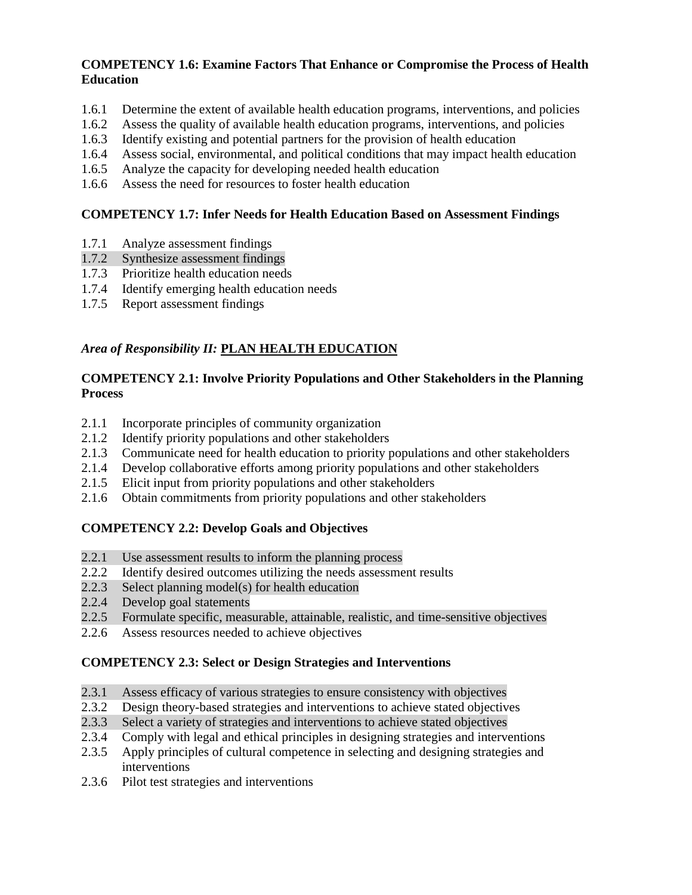**COMPETENCY 1.6: Examine Factors That Enhance or Compromise the Process of Health Education**

1.6.1 Determine the extent of available health education programs, interventions, and policies
1.6.2 Assess the quality of available health education programs, interventions, and policies
1.6.3 Identify existing and potential partners for the provision of health education
1.6.4 Assess social, environmental, and political conditions that may impact health education
1.6.5 Analyze the capacity for developing needed health education
1.6.6 Assess the need for resources to foster health education

**COMPETENCY 1.7: Infer Needs for Health Education Based on Assessment Findings**

1.7.1 Analyze assessment findings
1.7.2 Synthesize assessment findings
1.7.3 Prioritize health education needs
1.7.4 Identify emerging health education needs
1.7.5 Report assessment findings

*Area of Responsibility II:* **PLAN HEALTH EDUCATION**

**COMPETENCY 2.1: Involve Priority Populations and Other Stakeholders in the Planning Process**

2.1.1 Incorporate principles of community organization
2.1.2 Identify priority populations and other stakeholders
2.1.3 Communicate need for health education to priority populations and other stakeholders
2.1.4 Develop collaborative efforts among priority populations and other stakeholders
2.1.5 Elicit input from priority populations and other stakeholders
2.1.6 Obtain commitments from priority populations and other stakeholders

**COMPETENCY 2.2: Develop Goals and Objectives**

2.2.1 Use assessment results to inform the planning process
2.2.2 Identify desired outcomes utilizing the needs assessment results
2.2.3 Select planning model(s) for health education
2.2.4 Develop goal statements
2.2.5 Formulate specific, measurable, attainable, realistic, and time-sensitive objectives
2.2.6 Assess resources needed to achieve objectives

**COMPETENCY 2.3: Select or Design Strategies and Interventions**

2.3.1 Assess efficacy of various strategies to ensure consistency with objectives
2.3.2 Design theory-based strategies and interventions to achieve stated objectives
2.3.3 Select a variety of strategies and interventions to achieve stated objectives
2.3.4 Comply with legal and ethical principles in designing strategies and interventions
2.3.5 Apply principles of cultural competence in selecting and designing strategies and interventions
2.3.6 Pilot test strategies and interventions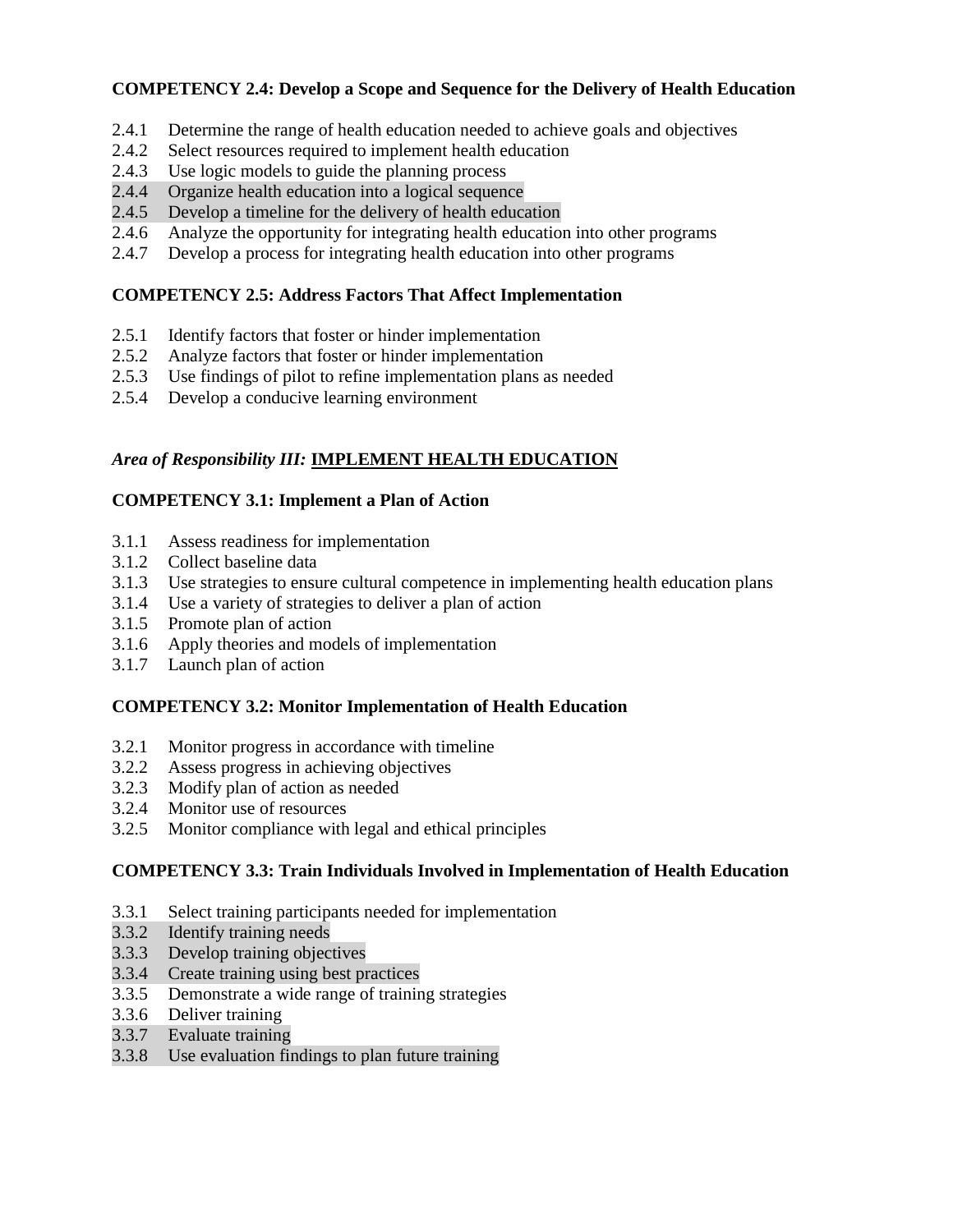**COMPETENCY 2.4: Develop a Scope and Sequence for the Delivery of Health Education**

2.4.1 Determine the range of health education needed to achieve goals and objectives
2.4.2 Select resources required to implement health education
2.4.3 Use logic models to guide the planning process
2.4.4 Organize health education into a logical sequence
2.4.5 Develop a timeline for the delivery of health education
2.4.6 Analyze the opportunity for integrating health education into other programs
2.4.7 Develop a process for integrating health education into other programs

**COMPETENCY 2.5: Address Factors That Affect Implementation**

2.5.1 Identify factors that foster or hinder implementation
2.5.2 Analyze factors that foster or hinder implementation
2.5.3 Use findings of pilot to refine implementation plans as needed
2.5.4 Develop a conducive learning environment

## *Area of Responsibility III:* IMPLEMENT HEALTH EDUCATION

**COMPETENCY 3.1: Implement a Plan of Action**

3.1.1 Assess readiness for implementation
3.1.2 Collect baseline data
3.1.3 Use strategies to ensure cultural competence in implementing health education plans
3.1.4 Use a variety of strategies to deliver a plan of action
3.1.5 Promote plan of action
3.1.6 Apply theories and models of implementation
3.1.7 Launch plan of action

**COMPETENCY 3.2: Monitor Implementation of Health Education**

3.2.1 Monitor progress in accordance with timeline
3.2.2 Assess progress in achieving objectives
3.2.3 Modify plan of action as needed
3.2.4 Monitor use of resources
3.2.5 Monitor compliance with legal and ethical principles

**COMPETENCY 3.3: Train Individuals Involved in Implementation of Health Education**

3.3.1 Select training participants needed for implementation
3.3.2 Identify training needs
3.3.3 Develop training objectives
3.3.4 Create training using best practices
3.3.5 Demonstrate a wide range of training strategies
3.3.6 Deliver training
3.3.7 Evaluate training
3.3.8 Use evaluation findings to plan future training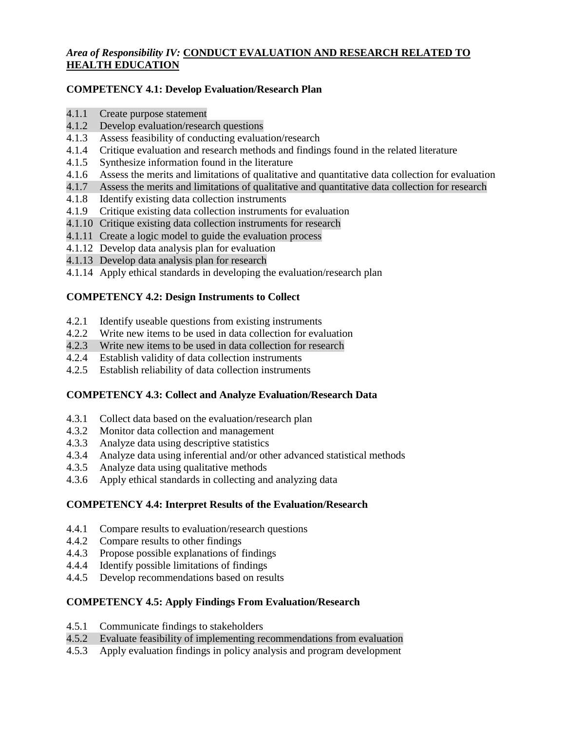*Area of Responsibility IV:* **CONDUCT EVALUATION AND RESEARCH RELATED TO HEALTH EDUCATION**

**COMPETENCY 4.1: Develop Evaluation/Research Plan**

4.1.1 Create purpose statement
4.1.2 Develop evaluation/research questions
4.1.3 Assess feasibility of conducting evaluation/research
4.1.4 Critique evaluation and research methods and findings found in the related literature
4.1.5 Synthesize information found in the literature
4.1.6 Assess the merits and limitations of qualitative and quantitative data collection for evaluation
4.1.7 Assess the merits and limitations of qualitative and quantitative data collection for research
4.1.8 Identify existing data collection instruments
4.1.9 Critique existing data collection instruments for evaluation
4.1.10 Critique existing data collection instruments for research
4.1.11 Create a logic model to guide the evaluation process
4.1.12 Develop data analysis plan for evaluation
4.1.13 Develop data analysis plan for research
4.1.14 Apply ethical standards in developing the evaluation/research plan

**COMPETENCY 4.2: Design Instruments to Collect**

4.2.1 Identify useable questions from existing instruments
4.2.2 Write new items to be used in data collection for evaluation
4.2.3 Write new items to be used in data collection for research
4.2.4 Establish validity of data collection instruments
4.2.5 Establish reliability of data collection instruments

**COMPETENCY 4.3: Collect and Analyze Evaluation/Research Data**

4.3.1 Collect data based on the evaluation/research plan
4.3.2 Monitor data collection and management
4.3.3 Analyze data using descriptive statistics
4.3.4 Analyze data using inferential and/or other advanced statistical methods
4.3.5 Analyze data using qualitative methods
4.3.6 Apply ethical standards in collecting and analyzing data

**COMPETENCY 4.4: Interpret Results of the Evaluation/Research**

4.4.1 Compare results to evaluation/research questions
4.4.2 Compare results to other findings
4.4.3 Propose possible explanations of findings
4.4.4 Identify possible limitations of findings
4.4.5 Develop recommendations based on results

**COMPETENCY 4.5: Apply Findings From Evaluation/Research**

4.5.1 Communicate findings to stakeholders
4.5.2 Evaluate feasibility of implementing recommendations from evaluation
4.5.3 Apply evaluation findings in policy analysis and program development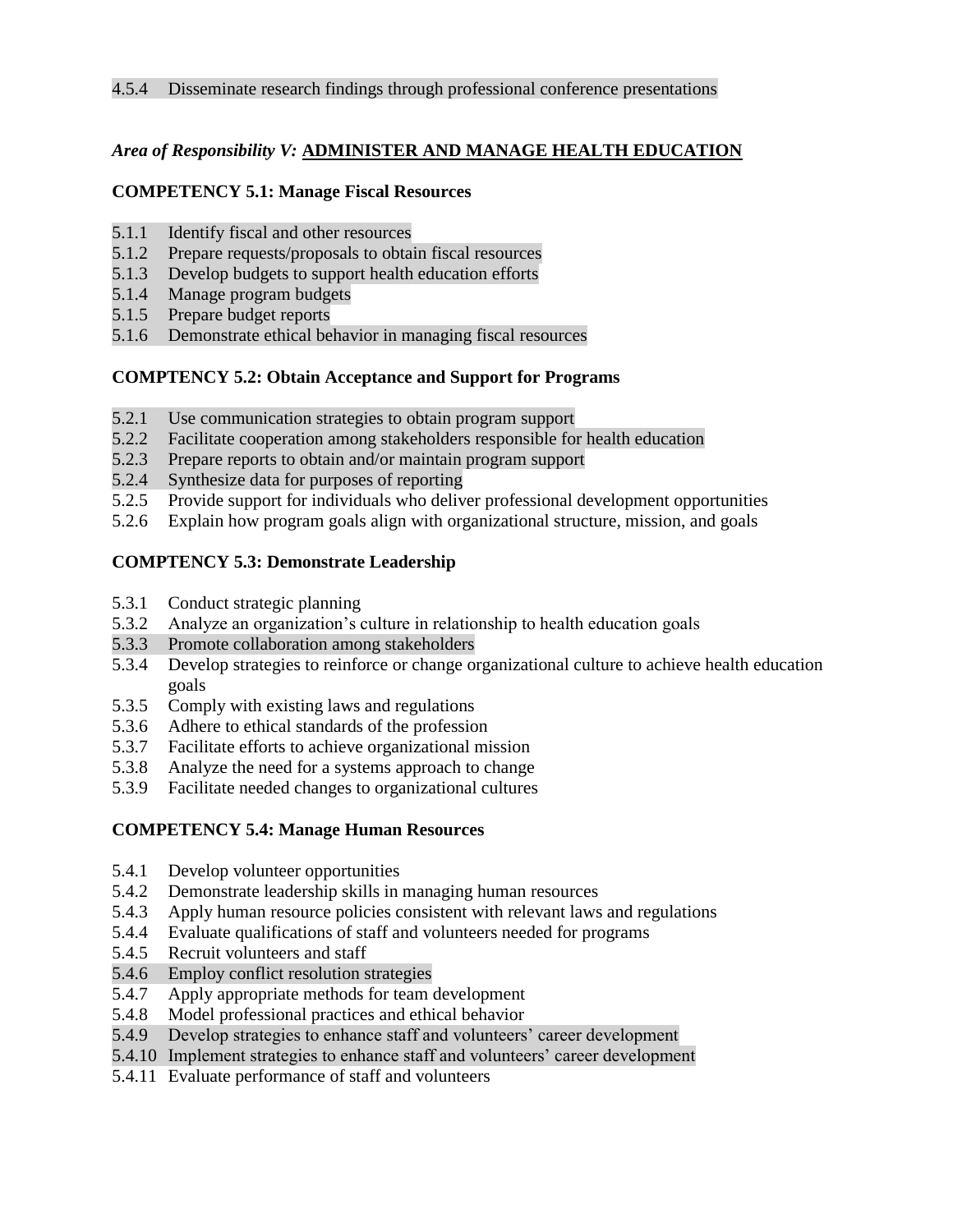4.5.4 Disseminate research findings through professional conference presentations

## *Area of Responsibility V:* ADMINISTER AND MANAGE HEALTH EDUCATION

### COMPETENCY 5.1: Manage Fiscal Resources

5.1.1 Identify fiscal and other resources
5.1.2 Prepare requests/proposals to obtain fiscal resources
5.1.3 Develop budgets to support health education efforts
5.1.4 Manage program budgets
5.1.5 Prepare budget reports
5.1.6 Demonstrate ethical behavior in managing fiscal resources

### COMPTENCY 5.2: Obtain Acceptance and Support for Programs

5.2.1 Use communication strategies to obtain program support
5.2.2 Facilitate cooperation among stakeholders responsible for health education
5.2.3 Prepare reports to obtain and/or maintain program support
5.2.4 Synthesize data for purposes of reporting
5.2.5 Provide support for individuals who deliver professional development opportunities
5.2.6 Explain how program goals align with organizational structure, mission, and goals

### COMPTENCY 5.3: Demonstrate Leadership

5.3.1 Conduct strategic planning
5.3.2 Analyze an organization's culture in relationship to health education goals
5.3.3 Promote collaboration among stakeholders
5.3.4 Develop strategies to reinforce or change organizational culture to achieve health education goals
5.3.5 Comply with existing laws and regulations
5.3.6 Adhere to ethical standards of the profession
5.3.7 Facilitate efforts to achieve organizational mission
5.3.8 Analyze the need for a systems approach to change
5.3.9 Facilitate needed changes to organizational cultures

### COMPETENCY 5.4: Manage Human Resources

5.4.1 Develop volunteer opportunities
5.4.2 Demonstrate leadership skills in managing human resources
5.4.3 Apply human resource policies consistent with relevant laws and regulations
5.4.4 Evaluate qualifications of staff and volunteers needed for programs
5.4.5 Recruit volunteers and staff
5.4.6 Employ conflict resolution strategies
5.4.7 Apply appropriate methods for team development
5.4.8 Model professional practices and ethical behavior
5.4.9 Develop strategies to enhance staff and volunteers' career development
5.4.10 Implement strategies to enhance staff and volunteers' career development
5.4.11 Evaluate performance of staff and volunteers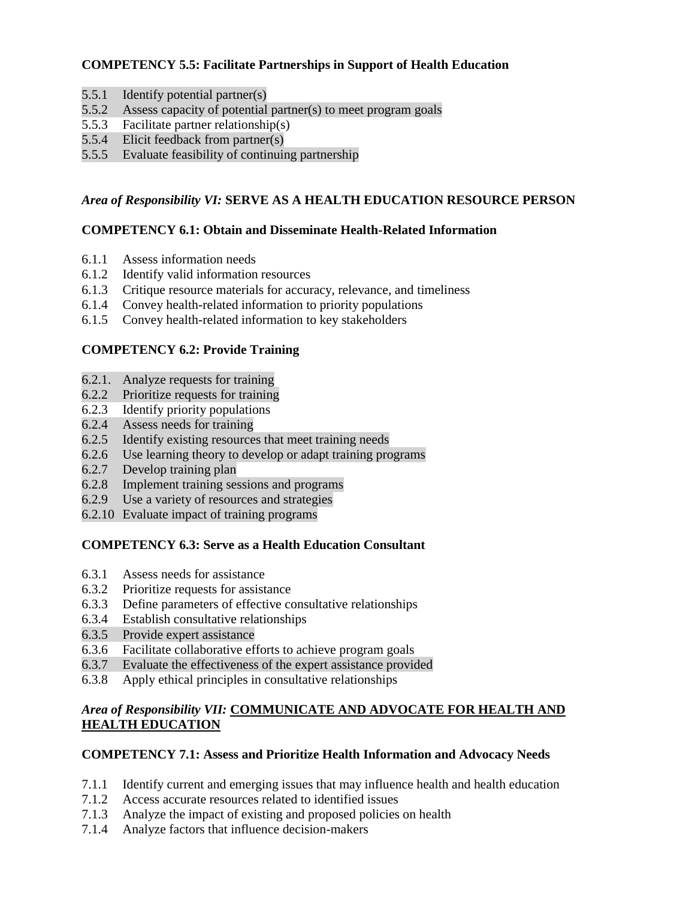**COMPETENCY 5.5: Facilitate Partnerships in Support of Health Education**

5.5.1 Identify potential partner(s)
5.5.2 Assess capacity of potential partner(s) to meet program goals
5.5.3 Facilitate partner relationship(s)
5.5.4 Elicit feedback from partner(s)
5.5.5 Evaluate feasibility of continuing partnership

## *Area of Responsibility VI:* SERVE AS A HEALTH EDUCATION RESOURCE PERSON

**COMPETENCY 6.1: Obtain and Disseminate Health-Related Information**

6.1.1 Assess information needs
6.1.2 Identify valid information resources
6.1.3 Critique resource materials for accuracy, relevance, and timeliness
6.1.4 Convey health-related information to priority populations
6.1.5 Convey health-related information to key stakeholders

**COMPETENCY 6.2: Provide Training**

6.2.1. Analyze requests for training
6.2.2 Prioritize requests for training
6.2.3 Identify priority populations
6.2.4 Assess needs for training
6.2.5 Identify existing resources that meet training needs
6.2.6 Use learning theory to develop or adapt training programs
6.2.7 Develop training plan
6.2.8 Implement training sessions and programs
6.2.9 Use a variety of resources and strategies
6.2.10 Evaluate impact of training programs

**COMPETENCY 6.3: Serve as a Health Education Consultant**

6.3.1 Assess needs for assistance
6.3.2 Prioritize requests for assistance
6.3.3 Define parameters of effective consultative relationships
6.3.4 Establish consultative relationships
6.3.5 Provide expert assistance
6.3.6 Facilitate collaborative efforts to achieve program goals
6.3.7 Evaluate the effectiveness of the expert assistance provided
6.3.8 Apply ethical principles in consultative relationships

## *Area of Responsibility VII:* COMMUNICATE AND ADVOCATE FOR HEALTH AND HEALTH EDUCATION

**COMPETENCY 7.1: Assess and Prioritize Health Information and Advocacy Needs**

7.1.1 Identify current and emerging issues that may influence health and health education
7.1.2 Access accurate resources related to identified issues
7.1.3 Analyze the impact of existing and proposed policies on health
7.1.4 Analyze factors that influence decision-makers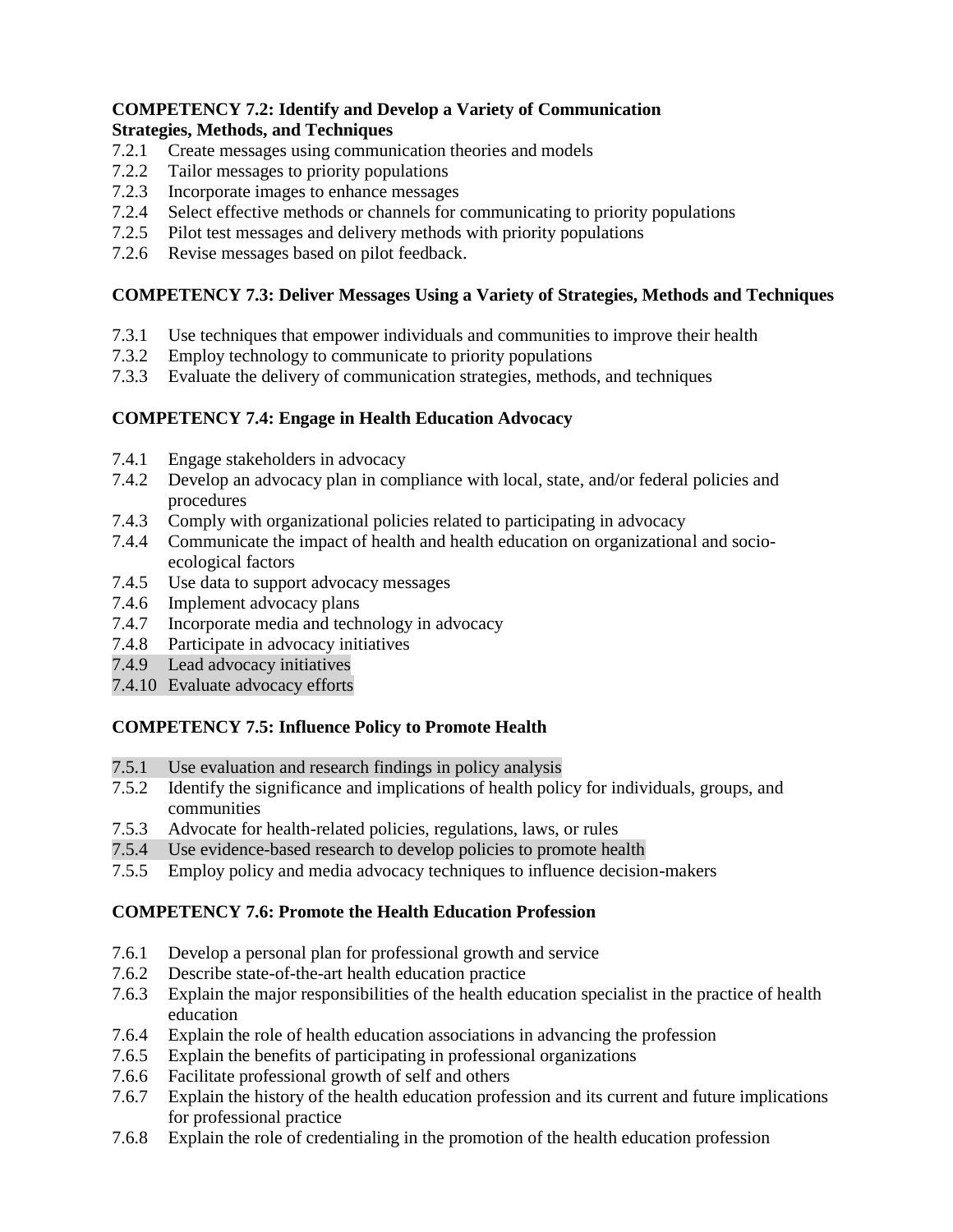**COMPETENCY 7.2: Identify and Develop a Variety of Communication Strategies, Methods, and Techniques**

7.2.1 Create messages using communication theories and models
7.2.2 Tailor messages to priority populations
7.2.3 Incorporate images to enhance messages
7.2.4 Select effective methods or channels for communicating to priority populations
7.2.5 Pilot test messages and delivery methods with priority populations
7.2.6 Revise messages based on pilot feedback.

**COMPETENCY 7.3: Deliver Messages Using a Variety of Strategies, Methods and Techniques**

7.3.1 Use techniques that empower individuals and communities to improve their health
7.3.2 Employ technology to communicate to priority populations
7.3.3 Evaluate the delivery of communication strategies, methods, and techniques

**COMPETENCY 7.4: Engage in Health Education Advocacy**

7.4.1 Engage stakeholders in advocacy
7.4.2 Develop an advocacy plan in compliance with local, state, and/or federal policies and procedures
7.4.3 Comply with organizational policies related to participating in advocacy
7.4.4 Communicate the impact of health and health education on organizational and socio-ecological factors
7.4.5 Use data to support advocacy messages
7.4.6 Implement advocacy plans
7.4.7 Incorporate media and technology in advocacy
7.4.8 Participate in advocacy initiatives
7.4.9 Lead advocacy initiatives
7.4.10 Evaluate advocacy efforts

**COMPETENCY 7.5: Influence Policy to Promote Health**

7.5.1 Use evaluation and research findings in policy analysis
7.5.2 Identify the significance and implications of health policy for individuals, groups, and communities
7.5.3 Advocate for health-related policies, regulations, laws, or rules
7.5.4 Use evidence-based research to develop policies to promote health
7.5.5 Employ policy and media advocacy techniques to influence decision-makers

**COMPETENCY 7.6: Promote the Health Education Profession**

7.6.1 Develop a personal plan for professional growth and service
7.6.2 Describe state-of-the-art health education practice
7.6.3 Explain the major responsibilities of the health education specialist in the practice of health education
7.6.4 Explain the role of health education associations in advancing the profession
7.6.5 Explain the benefits of participating in professional organizations
7.6.6 Facilitate professional growth of self and others
7.6.7 Explain the history of the health education profession and its current and future implications for professional practice
7.6.8 Explain the role of credentialing in the promotion of the health education profession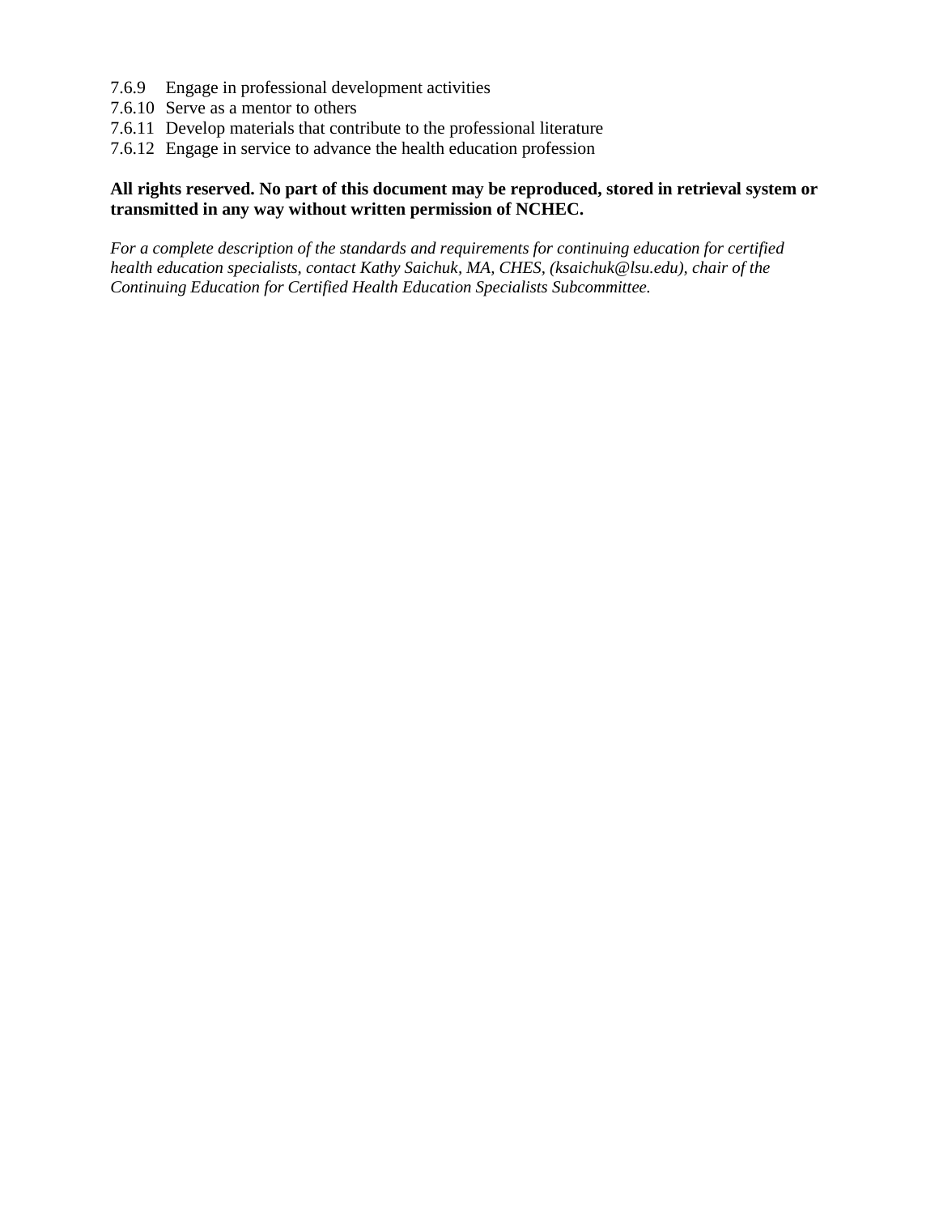7.6.9 Engage in professional development activities
7.6.10 Serve as a mentor to others
7.6.11 Develop materials that contribute to the professional literature
7.6.12 Engage in service to advance the health education profession

**All rights reserved. No part of this document may be reproduced, stored in retrieval system or transmitted in any way without written permission of NCHEC.**

*For a complete description of the standards and requirements for continuing education for certified health education specialists, contact Kathy Saichuk, MA, CHES, (ksaichuk@lsu.edu), chair of the Continuing Education for Certified Health Education Specialists Subcommittee.*